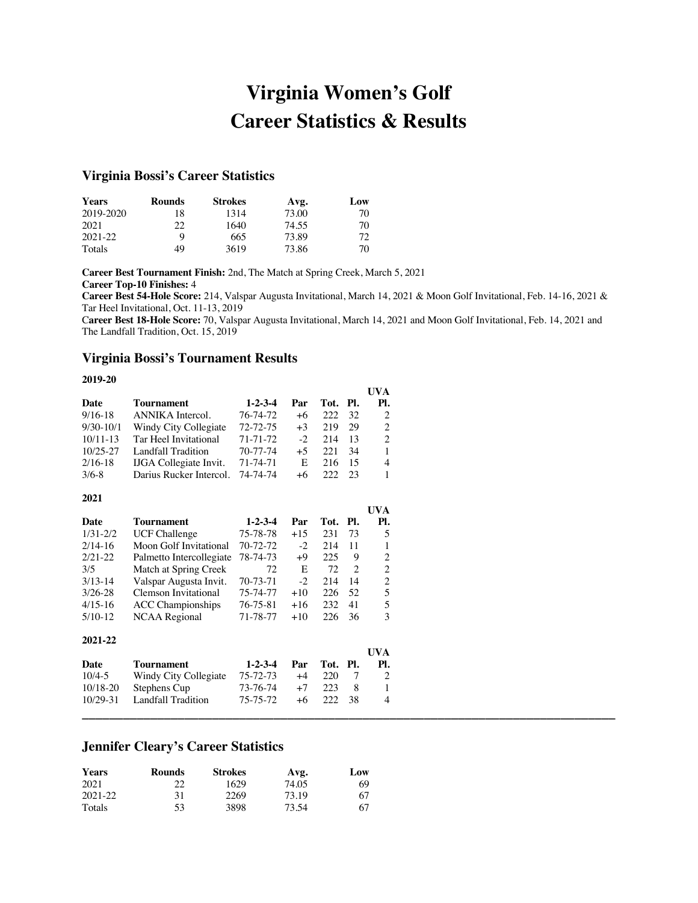# Virginia Women's Golf
# Career Statistics & Results

## Virginia Bossi's Career Statistics

| Years | Rounds | Strokes | Avg. | Low |
|---|---|---|---|---|
| 2019-2020 | 18 | 1314 | 73.00 | 70 |
| 2021 | 22 | 1640 | 74.55 | 70 |
| 2021-22 | 9 | 665 | 73.89 | 72 |
| Totals | 49 | 3619 | 73.86 | 70 |

**Career Best Tournament Finish:** 2nd, The Match at Spring Creek, March 5, 2021
**Career Top-10 Finishes:** 4
**Career Best 54-Hole Score:** 214, Valspar Augusta Invitational, March 14, 2021 & Moon Golf Invitational, Feb. 14-16, 2021 & Tar Heel Invitational, Oct. 11-13, 2019
**Career Best 18-Hole Score:** 70, Valspar Augusta Invitational, March 14, 2021 and Moon Golf Invitational, Feb. 14, 2021 and The Landfall Tradition, Oct. 15, 2019

## Virginia Bossi's Tournament Results

**2019-20**

| Date | Tournament | 1-2-3-4 | Par | Tot. | Pl. | UVA Pl. |
|---|---|---|---|---|---|---|
| 9/16-18 | ANNIKA Intercol. | 76-74-72 | +6 | 222 | 32 | 2 |
| 9/30-10/1 | Windy City Collegiate | 72-72-75 | +3 | 219 | 29 | 2 |
| 10/11-13 | Tar Heel Invitational | 71-71-72 | -2 | 214 | 13 | 2 |
| 10/25-27 | Landfall Tradition | 70-77-74 | +5 | 221 | 34 | 1 |
| 2/16-18 | IJGA Collegiate Invit. | 71-74-71 | E | 216 | 15 | 4 |
| 3/6-8 | Darius Rucker Intercol. | 74-74-74 | +6 | 222 | 23 | 1 |

**2021**

| Date | Tournament | 1-2-3-4 | Par | Tot. | Pl. | UVA Pl. |
|---|---|---|---|---|---|---|
| 1/31-2/2 | UCF Challenge | 75-78-78 | +15 | 231 | 73 | 5 |
| 2/14-16 | Moon Golf Invitational | 70-72-72 | -2 | 214 | 11 | 1 |
| 2/21-22 | Palmetto Intercollegiate | 78-74-73 | +9 | 225 | 9 | 2 |
| 3/5 | Match at Spring Creek | 72 | E | 72 | 2 | 2 |
| 3/13-14 | Valspar Augusta Invit. | 70-73-71 | -2 | 214 | 14 | 2 |
| 3/26-28 | Clemson Invitational | 75-74-77 | +10 | 226 | 52 | 5 |
| 4/15-16 | ACC Championships | 76-75-81 | +16 | 232 | 41 | 5 |
| 5/10-12 | NCAA Regional | 71-78-77 | +10 | 226 | 36 | 3 |

**2021-22**

| Date | Tournament | 1-2-3-4 | Par | Tot. | Pl. | UVA Pl. |
|---|---|---|---|---|---|---|
| 10/4-5 | Windy City Collegiate | 75-72-73 | +4 | 220 | 7 | 2 |
| 10/18-20 | Stephens Cup | 73-76-74 | +7 | 223 | 8 | 1 |
| 10/29-31 | Landfall Tradition | 75-75-72 | +6 | 222 | 38 | 4 |

---

## Jennifer Cleary's Career Statistics

| Years | Rounds | Strokes | Avg. | Low |
|---|---|---|---|---|
| 2021 | 22 | 1629 | 74.05 | 69 |
| 2021-22 | 31 | 2269 | 73.19 | 67 |
| Totals | 53 | 3898 | 73.54 | 67 |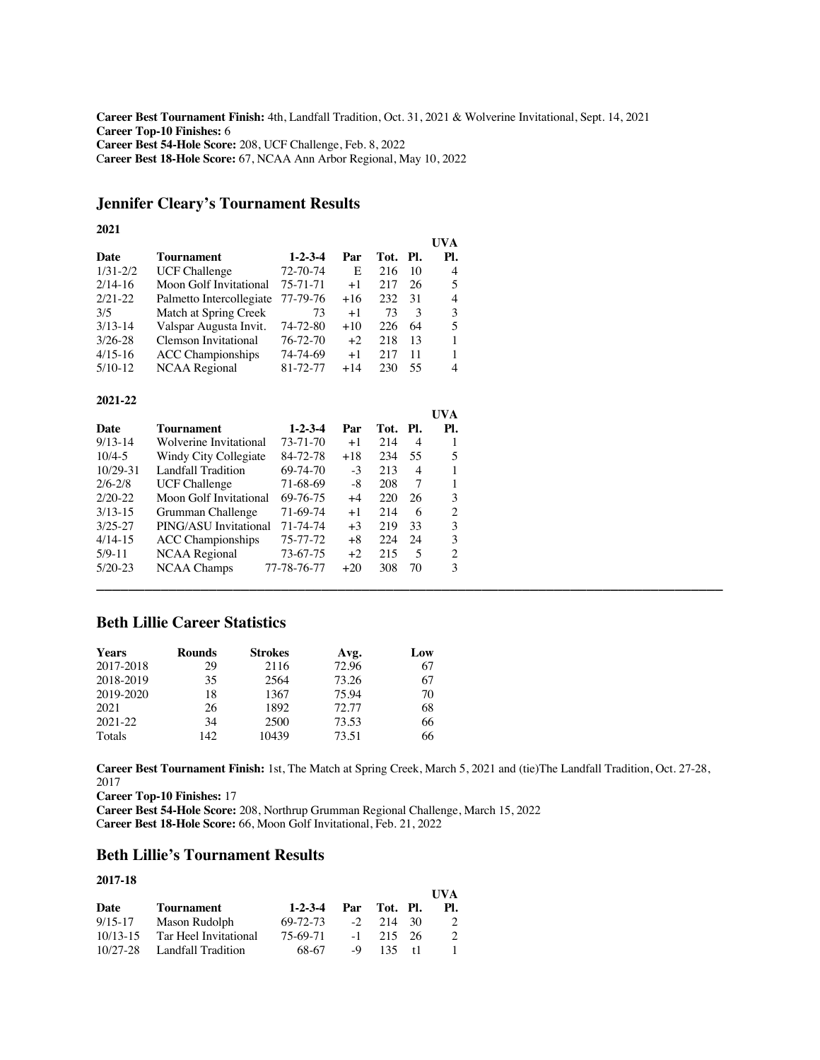**Career Best Tournament Finish:** 4th, Landfall Tradition, Oct. 31, 2021 & Wolverine Invitational, Sept. 14, 2021
**Career Top-10 Finishes:** 6
**Career Best 54-Hole Score:** 208, UCF Challenge, Feb. 8, 2022
**Career Best 18-Hole Score:** 67, NCAA Ann Arbor Regional, May 10, 2022

## Jennifer Cleary's Tournament Results

**2021**

| Date | Tournament | 1-2-3-4 | Par | Tot. | Pl. | UVA Pl. |
|---|---|---|---|---|---|---|
| 1/31-2/2 | UCF Challenge | 72-70-74 | E | 216 | 10 | 4 |
| 2/14-16 | Moon Golf Invitational | 75-71-71 | +1 | 217 | 26 | 5 |
| 2/21-22 | Palmetto Intercollegiate | 77-79-76 | +16 | 232 | 31 | 4 |
| 3/5 | Match at Spring Creek | 73 | +1 | 73 | 3 | 3 |
| 3/13-14 | Valspar Augusta Invit. | 74-72-80 | +10 | 226 | 64 | 5 |
| 3/26-28 | Clemson Invitational | 76-72-70 | +2 | 218 | 13 | 1 |
| 4/15-16 | ACC Championships | 74-74-69 | +1 | 217 | 11 | 1 |
| 5/10-12 | NCAA Regional | 81-72-77 | +14 | 230 | 55 | 4 |

**2021-22**

| Date | Tournament | 1-2-3-4 | Par | Tot. | Pl. | UVA Pl. |
|---|---|---|---|---|---|---|
| 9/13-14 | Wolverine Invitational | 73-71-70 | +1 | 214 | 4 | 1 |
| 10/4-5 | Windy City Collegiate | 84-72-78 | +18 | 234 | 55 | 5 |
| 10/29-31 | Landfall Tradition | 69-74-70 | -3 | 213 | 4 | 1 |
| 2/6-2/8 | UCF Challenge | 71-68-69 | -8 | 208 | 7 | 1 |
| 2/20-22 | Moon Golf Invitational | 69-76-75 | +4 | 220 | 26 | 3 |
| 3/13-15 | Grumman Challenge | 71-69-74 | +1 | 214 | 6 | 2 |
| 3/25-27 | PING/ASU Invitational | 71-74-74 | +3 | 219 | 33 | 3 |
| 4/14-15 | ACC Championships | 75-77-72 | +8 | 224 | 24 | 3 |
| 5/9-11 | NCAA Regional | 73-67-75 | +2 | 215 | 5 | 2 |
| 5/20-23 | NCAA Champs | 77-78-76-77 | +20 | 308 | 70 | 3 |

---

## Beth Lillie Career Statistics

| Years | Rounds | Strokes | Avg. | Low |
|---|---|---|---|---|
| 2017-2018 | 29 | 2116 | 72.96 | 67 |
| 2018-2019 | 35 | 2564 | 73.26 | 67 |
| 2019-2020 | 18 | 1367 | 75.94 | 70 |
| 2021 | 26 | 1892 | 72.77 | 68 |
| 2021-22 | 34 | 2500 | 73.53 | 66 |
| Totals | 142 | 10439 | 73.51 | 66 |

**Career Best Tournament Finish:** 1st, The Match at Spring Creek, March 5, 2021 and (tie)The Landfall Tradition, Oct. 27-28, 2017
**Career Top-10 Finishes:** 17
**Career Best 54-Hole Score:** 208, Northrup Grumman Regional Challenge, March 15, 2022
**Career Best 18-Hole Score:** 66, Moon Golf Invitational, Feb. 21, 2022

## Beth Lillie's Tournament Results

**2017-18**

| Date | Tournament | 1-2-3-4 | Par | Tot. | Pl. | UVA Pl. |
|---|---|---|---|---|---|---|
| 9/15-17 | Mason Rudolph | 69-72-73 | -2 | 214 | 30 | 2 |
| 10/13-15 | Tar Heel Invitational | 75-69-71 | -1 | 215 | 26 | 2 |
| 10/27-28 | Landfall Tradition | 68-67 | -9 | 135 | t1 | 1 |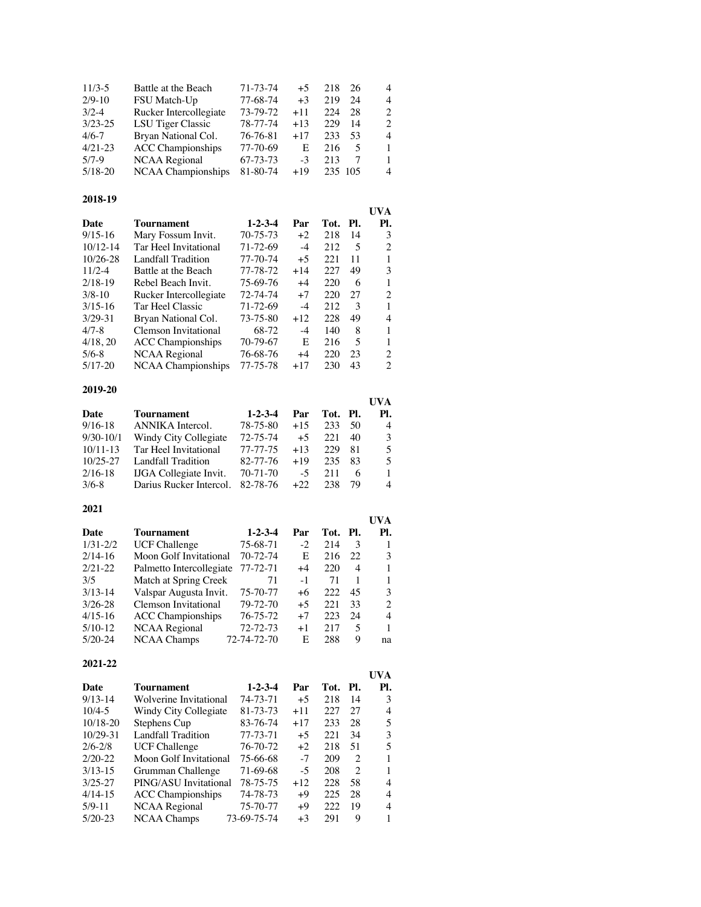| | | | | | | |
|---|---|---|---|---|---|---|
| 11/3-5 | Battle at the Beach | 71-73-74 | +5 | 218 | 26 | 4 |
| 2/9-10 | FSU Match-Up | 77-68-74 | +3 | 219 | 24 | 4 |
| 3/2-4 | Rucker Intercollegiate | 73-79-72 | +11 | 224 | 28 | 2 |
| 3/23-25 | LSU Tiger Classic | 78-77-74 | +13 | 229 | 14 | 2 |
| 4/6-7 | Bryan National Col. | 76-76-81 | +17 | 233 | 53 | 4 |
| 4/21-23 | ACC Championships | 77-70-69 | E | 216 | 5 | 1 |
| 5/7-9 | NCAA Regional | 67-73-73 | -3 | 213 | 7 | 1 |
| 5/18-20 | NCAA Championships | 81-80-74 | +19 | 235 | 105 | 4 |

**2018-19**

| Date | Tournament | 1-2-3-4 | Par | Tot. | Pl. | UVA Pl. |
|---|---|---|---|---|---|---|
| 9/15-16 | Mary Fossum Invit. | 70-75-73 | +2 | 218 | 14 | 3 |
| 10/12-14 | Tar Heel Invitational | 71-72-69 | -4 | 212 | 5 | 2 |
| 10/26-28 | Landfall Tradition | 77-70-74 | +5 | 221 | 11 | 1 |
| 11/2-4 | Battle at the Beach | 77-78-72 | +14 | 227 | 49 | 3 |
| 2/18-19 | Rebel Beach Invit. | 75-69-76 | +4 | 220 | 6 | 1 |
| 3/8-10 | Rucker Intercollegiate | 72-74-74 | +7 | 220 | 27 | 2 |
| 3/15-16 | Tar Heel Classic | 71-72-69 | -4 | 212 | 3 | 1 |
| 3/29-31 | Bryan National Col. | 73-75-80 | +12 | 228 | 49 | 4 |
| 4/7-8 | Clemson Invitational | 68-72 | -4 | 140 | 8 | 1 |
| 4/18, 20 | ACC Championships | 70-79-67 | E | 216 | 5 | 1 |
| 5/6-8 | NCAA Regional | 76-68-76 | +4 | 220 | 23 | 2 |
| 5/17-20 | NCAA Championships | 77-75-78 | +17 | 230 | 43 | 2 |

**2019-20**

| Date | Tournament | 1-2-3-4 | Par | Tot. | Pl. | UVA Pl. |
|---|---|---|---|---|---|---|
| 9/16-18 | ANNIKA Intercol. | 78-75-80 | +15 | 233 | 50 | 4 |
| 9/30-10/1 | Windy City Collegiate | 72-75-74 | +5 | 221 | 40 | 3 |
| 10/11-13 | Tar Heel Invitational | 77-77-75 | +13 | 229 | 81 | 5 |
| 10/25-27 | Landfall Tradition | 82-77-76 | +19 | 235 | 83 | 5 |
| 2/16-18 | IJGA Collegiate Invit. | 70-71-70 | -5 | 211 | 6 | 1 |
| 3/6-8 | Darius Rucker Intercol. | 82-78-76 | +22 | 238 | 79 | 4 |

**2021**

| Date | Tournament | 1-2-3-4 | Par | Tot. | Pl. | UVA Pl. |
|---|---|---|---|---|---|---|
| 1/31-2/2 | UCF Challenge | 75-68-71 | -2 | 214 | 3 | 1 |
| 2/14-16 | Moon Golf Invitational | 70-72-74 | E | 216 | 22 | 3 |
| 2/21-22 | Palmetto Intercollegiate | 77-72-71 | +4 | 220 | 4 | 1 |
| 3/5 | Match at Spring Creek | 71 | -1 | 71 | 1 | 1 |
| 3/13-14 | Valspar Augusta Invit. | 75-70-77 | +6 | 222 | 45 | 3 |
| 3/26-28 | Clemson Invitational | 79-72-70 | +5 | 221 | 33 | 2 |
| 4/15-16 | ACC Championships | 76-75-72 | +7 | 223 | 24 | 4 |
| 5/10-12 | NCAA Regional | 72-72-73 | +1 | 217 | 5 | 1 |
| 5/20-24 | NCAA Champs | 72-74-72-70 | E | 288 | 9 | na |

**2021-22**

| Date | Tournament | 1-2-3-4 | Par | Tot. | Pl. | UVA Pl. |
|---|---|---|---|---|---|---|
| 9/13-14 | Wolverine Invitational | 74-73-71 | +5 | 218 | 14 | 3 |
| 10/4-5 | Windy City Collegiate | 81-73-73 | +11 | 227 | 27 | 4 |
| 10/18-20 | Stephens Cup | 83-76-74 | +17 | 233 | 28 | 5 |
| 10/29-31 | Landfall Tradition | 77-73-71 | +5 | 221 | 34 | 3 |
| 2/6-2/8 | UCF Challenge | 76-70-72 | +2 | 218 | 51 | 5 |
| 2/20-22 | Moon Golf Invitational | 75-66-68 | -7 | 209 | 2 | 1 |
| 3/13-15 | Grumman Challenge | 71-69-68 | -5 | 208 | 2 | 1 |
| 3/25-27 | PING/ASU Invitational | 78-75-75 | +12 | 228 | 58 | 4 |
| 4/14-15 | ACC Championships | 74-78-73 | +9 | 225 | 28 | 4 |
| 5/9-11 | NCAA Regional | 75-70-77 | +9 | 222 | 19 | 4 |
| 5/20-23 | NCAA Champs | 73-69-75-74 | +3 | 291 | 9 | 1 |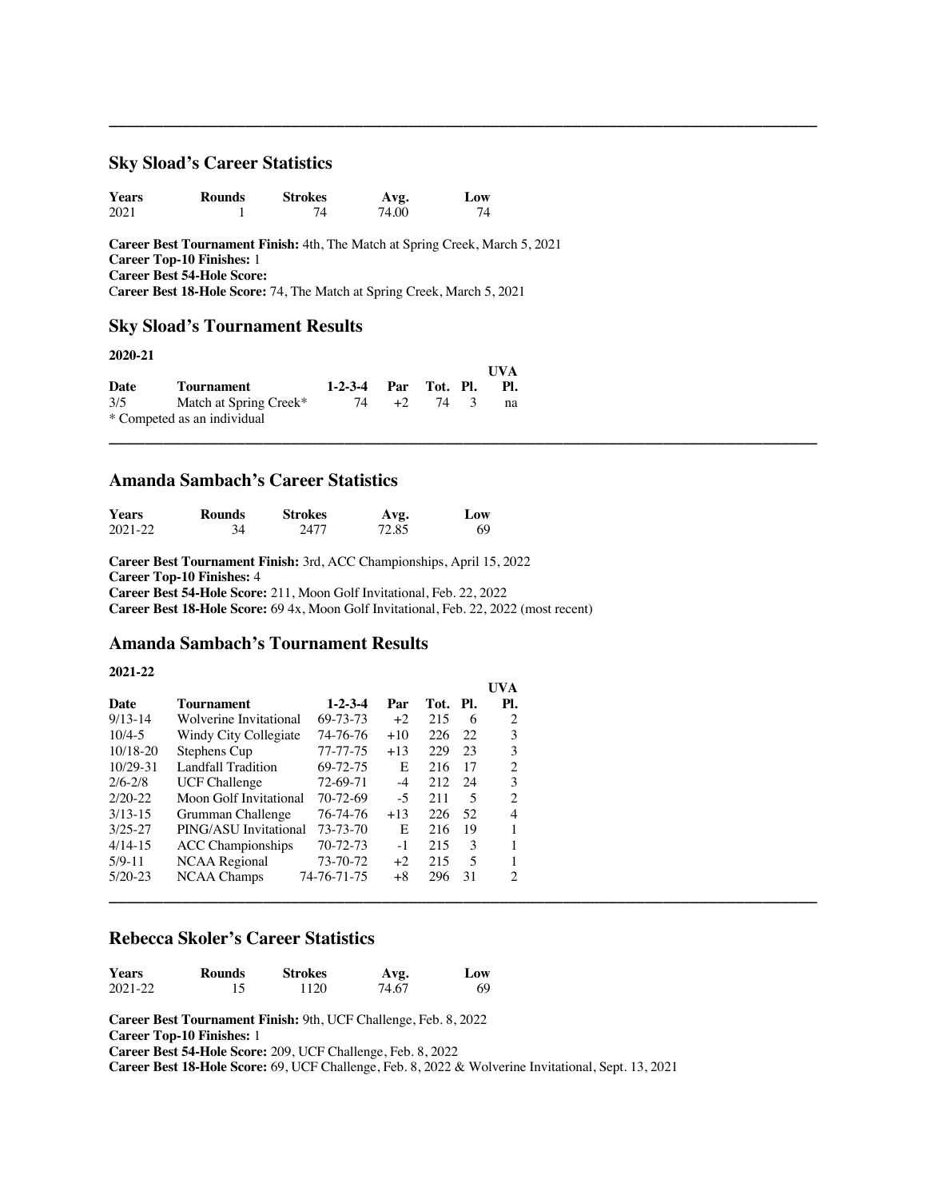---

## Sky Sload's Career Statistics

| Years | Rounds | Strokes | Avg. | Low |
|---|---|---|---|---|
| 2021 | 1 | 74 | 74.00 | 74 |

**Career Best Tournament Finish:** 4th, The Match at Spring Creek, March 5, 2021
**Career Top-10 Finishes:** 1
**Career Best 54-Hole Score:**
**Career Best 18-Hole Score:** 74, The Match at Spring Creek, March 5, 2021

## Sky Sload's Tournament Results

**2020-21**

| Date | Tournament | 1-2-3-4 | Par | Tot. | Pl. | UVA Pl. |
|---|---|---|---|---|---|---|
| 3/5 | Match at Spring Creek* | 74 | +2 | 74 | 3 | na |

\* Competed as an individual

---

## Amanda Sambach's Career Statistics

| Years | Rounds | Strokes | Avg. | Low |
|---|---|---|---|---|
| 2021-22 | 34 | 2477 | 72.85 | 69 |

**Career Best Tournament Finish:** 3rd, ACC Championships, April 15, 2022
**Career Top-10 Finishes:** 4
**Career Best 54-Hole Score:** 211, Moon Golf Invitational, Feb. 22, 2022
**Career Best 18-Hole Score:** 69 4x, Moon Golf Invitational, Feb. 22, 2022 (most recent)

## Amanda Sambach's Tournament Results

**2021-22**

| Date | Tournament | 1-2-3-4 | Par | Tot. | Pl. | UVA Pl. |
|---|---|---|---|---|---|---|
| 9/13-14 | Wolverine Invitational | 69-73-73 | +2 | 215 | 6 | 2 |
| 10/4-5 | Windy City Collegiate | 74-76-76 | +10 | 226 | 22 | 3 |
| 10/18-20 | Stephens Cup | 77-77-75 | +13 | 229 | 23 | 3 |
| 10/29-31 | Landfall Tradition | 69-72-75 | E | 216 | 17 | 2 |
| 2/6-2/8 | UCF Challenge | 72-69-71 | -4 | 212 | 24 | 3 |
| 2/20-22 | Moon Golf Invitational | 70-72-69 | -5 | 211 | 5 | 2 |
| 3/13-15 | Grumman Challenge | 76-74-76 | +13 | 226 | 52 | 4 |
| 3/25-27 | PING/ASU Invitational | 73-73-70 | E | 216 | 19 | 1 |
| 4/14-15 | ACC Championships | 70-72-73 | -1 | 215 | 3 | 1 |
| 5/9-11 | NCAA Regional | 73-70-72 | +2 | 215 | 5 | 1 |
| 5/20-23 | NCAA Champs | 74-76-71-75 | +8 | 296 | 31 | 2 |

---

## Rebecca Skoler's Career Statistics

| Years | Rounds | Strokes | Avg. | Low |
|---|---|---|---|---|
| 2021-22 | 15 | 1120 | 74.67 | 69 |

**Career Best Tournament Finish:** 9th, UCF Challenge, Feb. 8, 2022
**Career Top-10 Finishes:** 1
**Career Best 54-Hole Score:** 209, UCF Challenge, Feb. 8, 2022
**Career Best 18-Hole Score:** 69, UCF Challenge, Feb. 8, 2022 & Wolverine Invitational, Sept. 13, 2021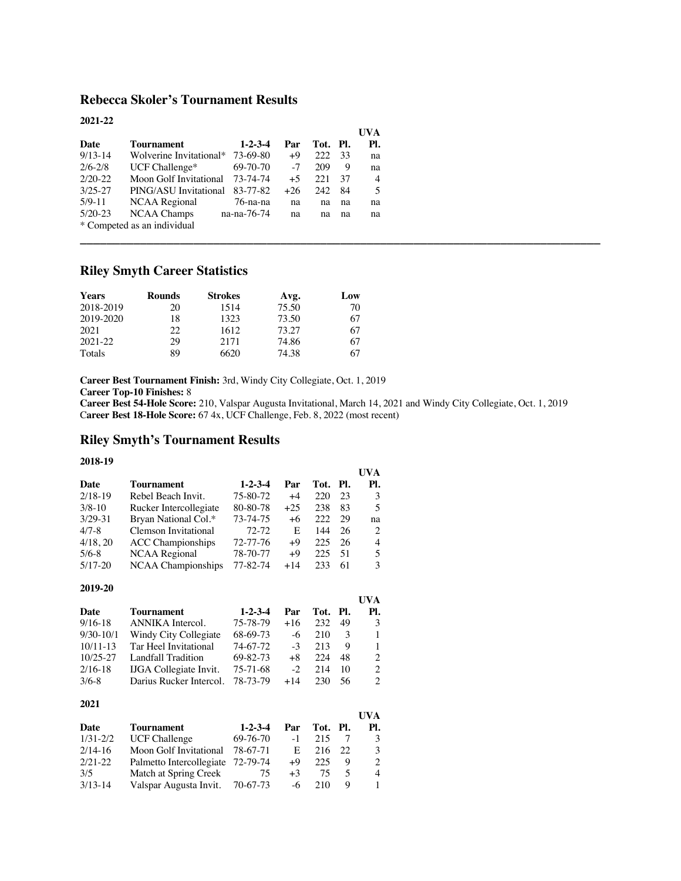## Rebecca Skoler's Tournament Results

**2021-22**

| Date | Tournament | 1-2-3-4 | Par | Tot. | Pl. | UVA Pl. |
|---|---|---|---|---|---|---|
| 9/13-14 | Wolverine Invitational* | 73-69-80 | +9 | 222 | 33 | na |
| 2/6-2/8 | UCF Challenge* | 69-70-70 | -7 | 209 | 9 | na |
| 2/20-22 | Moon Golf Invitational | 73-74-74 | +5 | 221 | 37 | 4 |
| 3/25-27 | PING/ASU Invitational | 83-77-82 | +26 | 242 | 84 | 5 |
| 5/9-11 | NCAA Regional | 76-na-na | na | na | na | na |
| 5/20-23 | NCAA Champs | na-na-76-74 | na | na | na | na |

\* Competed as an individual

---

## Riley Smyth Career Statistics

| Years | Rounds | Strokes | Avg. | Low |
|---|---|---|---|---|
| 2018-2019 | 20 | 1514 | 75.50 | 70 |
| 2019-2020 | 18 | 1323 | 73.50 | 67 |
| 2021 | 22 | 1612 | 73.27 | 67 |
| 2021-22 | 29 | 2171 | 74.86 | 67 |
| Totals | 89 | 6620 | 74.38 | 67 |

**Career Best Tournament Finish:** 3rd, Windy City Collegiate, Oct. 1, 2019
**Career Top-10 Finishes:** 8
**Career Best 54-Hole Score:** 210, Valspar Augusta Invitational, March 14, 2021 and Windy City Collegiate, Oct. 1, 2019
**Career Best 18-Hole Score:** 67 4x, UCF Challenge, Feb. 8, 2022 (most recent)

## Riley Smyth's Tournament Results

**2018-19**

| Date | Tournament | 1-2-3-4 | Par | Tot. | Pl. | UVA Pl. |
|---|---|---|---|---|---|---|
| 2/18-19 | Rebel Beach Invit. | 75-80-72 | +4 | 220 | 23 | 3 |
| 3/8-10 | Rucker Intercollegiate | 80-80-78 | +25 | 238 | 83 | 5 |
| 3/29-31 | Bryan National Col.* | 73-74-75 | +6 | 222 | 29 | na |
| 4/7-8 | Clemson Invitational | 72-72 | E | 144 | 26 | 2 |
| 4/18, 20 | ACC Championships | 72-77-76 | +9 | 225 | 26 | 4 |
| 5/6-8 | NCAA Regional | 78-70-77 | +9 | 225 | 51 | 5 |
| 5/17-20 | NCAA Championships | 77-82-74 | +14 | 233 | 61 | 3 |

**2019-20**

| Date | Tournament | 1-2-3-4 | Par | Tot. | Pl. | UVA Pl. |
|---|---|---|---|---|---|---|
| 9/16-18 | ANNIKA Intercol. | 75-78-79 | +16 | 232 | 49 | 3 |
| 9/30-10/1 | Windy City Collegiate | 68-69-73 | -6 | 210 | 3 | 1 |
| 10/11-13 | Tar Heel Invitational | 74-67-72 | -3 | 213 | 9 | 1 |
| 10/25-27 | Landfall Tradition | 69-82-73 | +8 | 224 | 48 | 2 |
| 2/16-18 | IJGA Collegiate Invit. | 75-71-68 | -2 | 214 | 10 | 2 |
| 3/6-8 | Darius Rucker Intercol. | 78-73-79 | +14 | 230 | 56 | 2 |

**2021**

| Date | Tournament | 1-2-3-4 | Par | Tot. | Pl. | UVA Pl. |
|---|---|---|---|---|---|---|
| 1/31-2/2 | UCF Challenge | 69-76-70 | -1 | 215 | 7 | 3 |
| 2/14-16 | Moon Golf Invitational | 78-67-71 | E | 216 | 22 | 3 |
| 2/21-22 | Palmetto Intercollegiate | 72-79-74 | +9 | 225 | 9 | 2 |
| 3/5 | Match at Spring Creek | 75 | +3 | 75 | 5 | 4 |
| 3/13-14 | Valspar Augusta Invit. | 70-67-73 | -6 | 210 | 9 | 1 |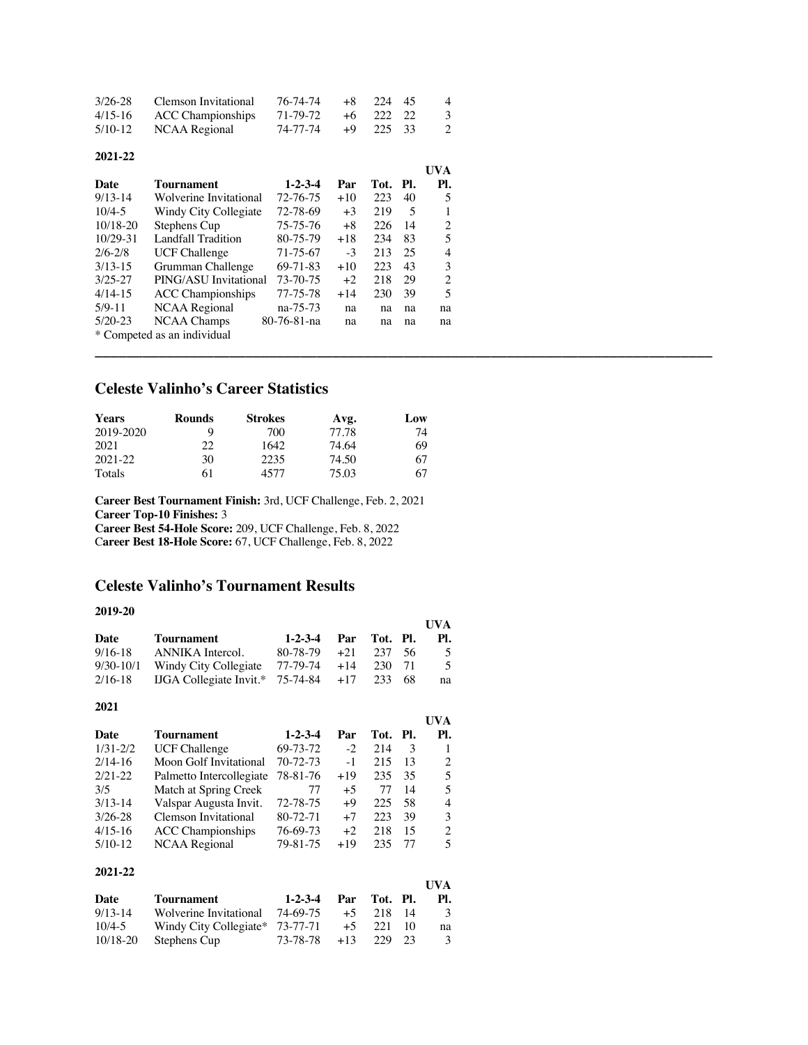| | | | | | | |
|---|---|---|---|---|---|---|
| 3/26-28 | Clemson Invitational | 76-74-74 | +8 | 224 | 45 | 4 |
| 4/15-16 | ACC Championships | 71-79-72 | +6 | 222 | 22 | 3 |
| 5/10-12 | NCAA Regional | 74-77-74 | +9 | 225 | 33 | 2 |

**2021-22**

| Date | Tournament | 1-2-3-4 | Par | Tot. | Pl. | UVA Pl. |
|---|---|---|---|---|---|---|
| 9/13-14 | Wolverine Invitational | 72-76-75 | +10 | 223 | 40 | 5 |
| 10/4-5 | Windy City Collegiate | 72-78-69 | +3 | 219 | 5 | 1 |
| 10/18-20 | Stephens Cup | 75-75-76 | +8 | 226 | 14 | 2 |
| 10/29-31 | Landfall Tradition | 80-75-79 | +18 | 234 | 83 | 5 |
| 2/6-2/8 | UCF Challenge | 71-75-67 | -3 | 213 | 25 | 4 |
| 3/13-15 | Grumman Challenge | 69-71-83 | +10 | 223 | 43 | 3 |
| 3/25-27 | PING/ASU Invitational | 73-70-75 | +2 | 218 | 29 | 2 |
| 4/14-15 | ACC Championships | 77-75-78 | +14 | 230 | 39 | 5 |
| 5/9-11 | NCAA Regional | na-75-73 | na | na | na | na |
| 5/20-23 | NCAA Champs | 80-76-81-na | na | na | na | na |

* Competed as an individual

## Celeste Valinho's Career Statistics

| Years | Rounds | Strokes | Avg. | Low |
|---|---|---|---|---|
| 2019-2020 | 9 | 700 | 77.78 | 74 |
| 2021 | 22 | 1642 | 74.64 | 69 |
| 2021-22 | 30 | 2235 | 74.50 | 67 |
| Totals | 61 | 4577 | 75.03 | 67 |

**Career Best Tournament Finish:** 3rd, UCF Challenge, Feb. 2, 2021
**Career Top-10 Finishes:** 3
**Career Best 54-Hole Score:** 209, UCF Challenge, Feb. 8, 2022
**Career Best 18-Hole Score:** 67, UCF Challenge, Feb. 8, 2022

## Celeste Valinho's Tournament Results

**2019-20**

| Date | Tournament | 1-2-3-4 | Par | Tot. | Pl. | UVA Pl. |
|---|---|---|---|---|---|---|
| 9/16-18 | ANNIKA Intercol. | 80-78-79 | +21 | 237 | 56 | 5 |
| 9/30-10/1 | Windy City Collegiate | 77-79-74 | +14 | 230 | 71 | 5 |
| 2/16-18 | IJGA Collegiate Invit.* | 75-74-84 | +17 | 233 | 68 | na |

**2021**

| Date | Tournament | 1-2-3-4 | Par | Tot. | Pl. | UVA Pl. |
|---|---|---|---|---|---|---|
| 1/31-2/2 | UCF Challenge | 69-73-72 | -2 | 214 | 3 | 1 |
| 2/14-16 | Moon Golf Invitational | 70-72-73 | -1 | 215 | 13 | 2 |
| 2/21-22 | Palmetto Intercollegiate | 78-81-76 | +19 | 235 | 35 | 5 |
| 3/5 | Match at Spring Creek | 77 | +5 | 77 | 14 | 5 |
| 3/13-14 | Valspar Augusta Invit. | 72-78-75 | +9 | 225 | 58 | 4 |
| 3/26-28 | Clemson Invitational | 80-72-71 | +7 | 223 | 39 | 3 |
| 4/15-16 | ACC Championships | 76-69-73 | +2 | 218 | 15 | 2 |
| 5/10-12 | NCAA Regional | 79-81-75 | +19 | 235 | 77 | 5 |

**2021-22**

| Date | Tournament | 1-2-3-4 | Par | Tot. | Pl. | UVA Pl. |
|---|---|---|---|---|---|---|
| 9/13-14 | Wolverine Invitational | 74-69-75 | +5 | 218 | 14 | 3 |
| 10/4-5 | Windy City Collegiate* | 73-77-71 | +5 | 221 | 10 | na |
| 10/18-20 | Stephens Cup | 73-78-78 | +13 | 229 | 23 | 3 |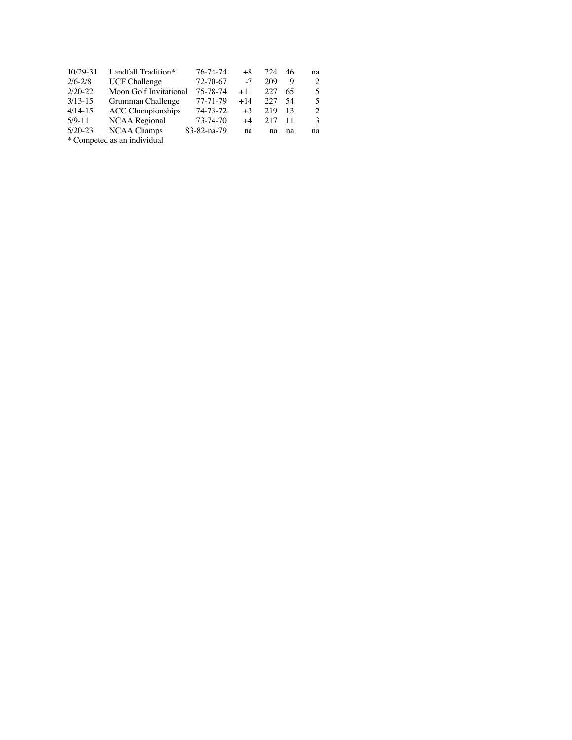| | | | | | | |
|---|---|---|---|---|---|---|
| 10/29-31 | Landfall Tradition* | 76-74-74 | +8 | 224 | 46 | na |
| 2/6-2/8 | UCF Challenge | 72-70-67 | -7 | 209 | 9 | 2 |
| 2/20-22 | Moon Golf Invitational | 75-78-74 | +11 | 227 | 65 | 5 |
| 3/13-15 | Grumman Challenge | 77-71-79 | +14 | 227 | 54 | 5 |
| 4/14-15 | ACC Championships | 74-73-72 | +3 | 219 | 13 | 2 |
| 5/9-11 | NCAA Regional | 73-74-70 | +4 | 217 | 11 | 3 |
| 5/20-23 | NCAA Champs | 83-82-na-79 | na | na | na | na |

* Competed as an individual